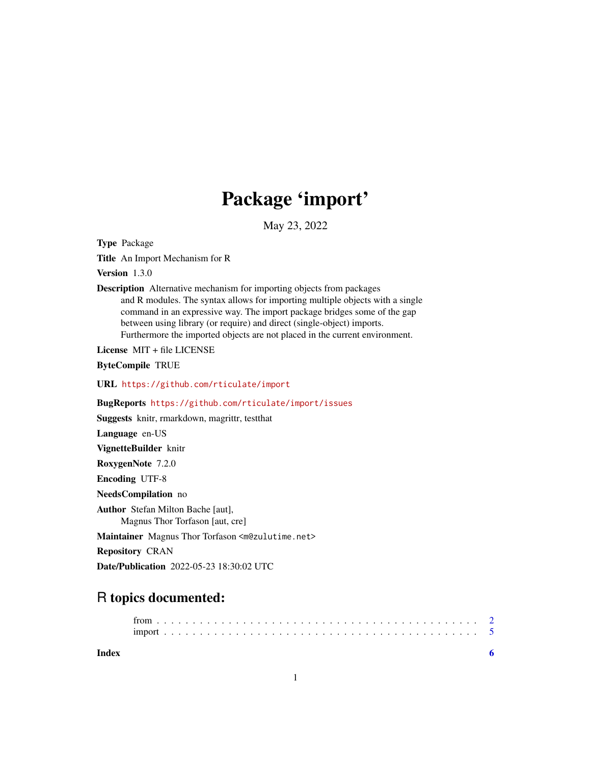# Package 'import'

May 23, 2022

**Type** Package

**Title** An Import Mechanism for R

**Version** 1.3.0

**Description** Alternative mechanism for importing objects from packages and R modules. The syntax allows for importing multiple objects with a single command in an expressive way. The import package bridges some of the gap between using library (or require) and direct (single-object) imports. Furthermore the imported objects are not placed in the current environment.

**License** MIT + file LICENSE

**ByteCompile** TRUE

**URL** https://github.com/rticulate/import

**BugReports** https://github.com/rticulate/import/issues

**Suggests** knitr, rmarkdown, magrittr, testthat

**Language** en-US

**VignetteBuilder** knitr

**RoxygenNote** 7.2.0

**Encoding** UTF-8

**NeedsCompilation** no

**Author** Stefan Milton Bache [aut],
Magnus Thor Torfason [aut, cre]

**Maintainer** Magnus Thor Torfason <m@zulutime.net>

**Repository** CRAN

**Date/Publication** 2022-05-23 18:30:02 UTC

## R topics documented:

- from . . . . . . . . . . . . . . . . . . . . . . . . . . . . . . . . . . . . . . . . . . 2
- import . . . . . . . . . . . . . . . . . . . . . . . . . . . . . . . . . . . . . . . . . 5

**Index** 6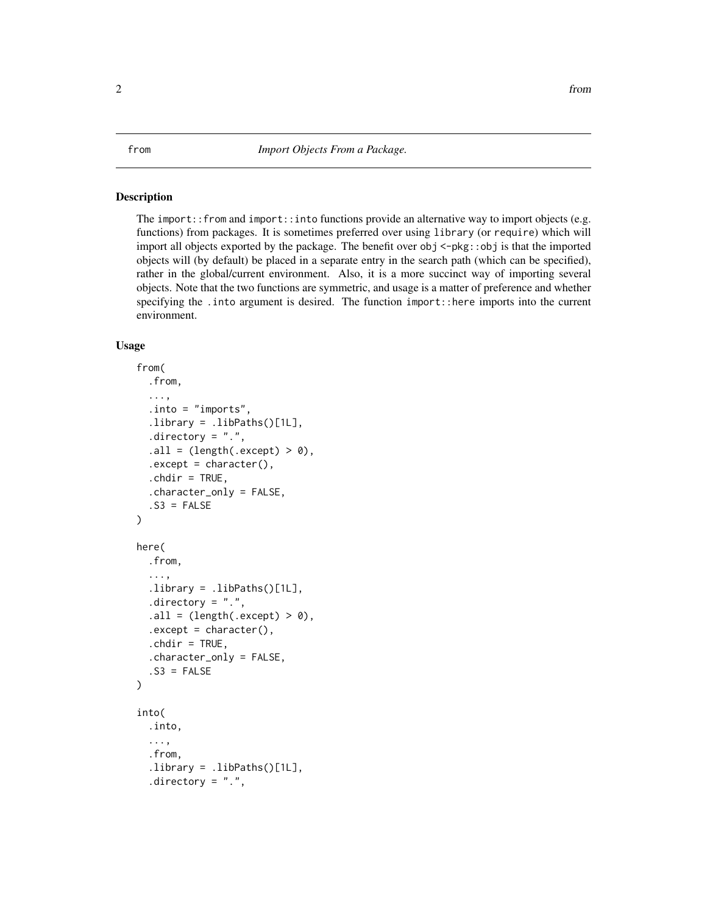from *Import Objects From a Package.*

### Description

The `import::from` and `import::into` functions provide an alternative way to import objects (e.g. functions) from packages. It is sometimes preferred over using `library` (or `require`) which will import all objects exported by the package. The benefit over `obj <-pkg::obj` is that the imported objects will (by default) be placed in a separate entry in the search path (which can be specified), rather in the global/current environment. Also, it is a more succinct way of importing several objects. Note that the two functions are symmetric, and usage is a matter of preference and whether specifying the `.into` argument is desired. The function `import::here` imports into the current environment.

### Usage

```
from(
  .from,
  ...,
  .into = "imports",
  .library = .libPaths()[1L],
  .directory = ".",
  .all = (length(.except) > 0),
  .except = character(),
  .chdir = TRUE,
  .character_only = FALSE,
  .S3 = FALSE
)

here(
  .from,
  ...,
  .library = .libPaths()[1L],
  .directory = ".",
  .all = (length(.except) > 0),
  .except = character(),
  .chdir = TRUE,
  .character_only = FALSE,
  .S3 = FALSE
)

into(
  .into,
  ...,
  .from,
  .library = .libPaths()[1L],
  .directory = ".",
```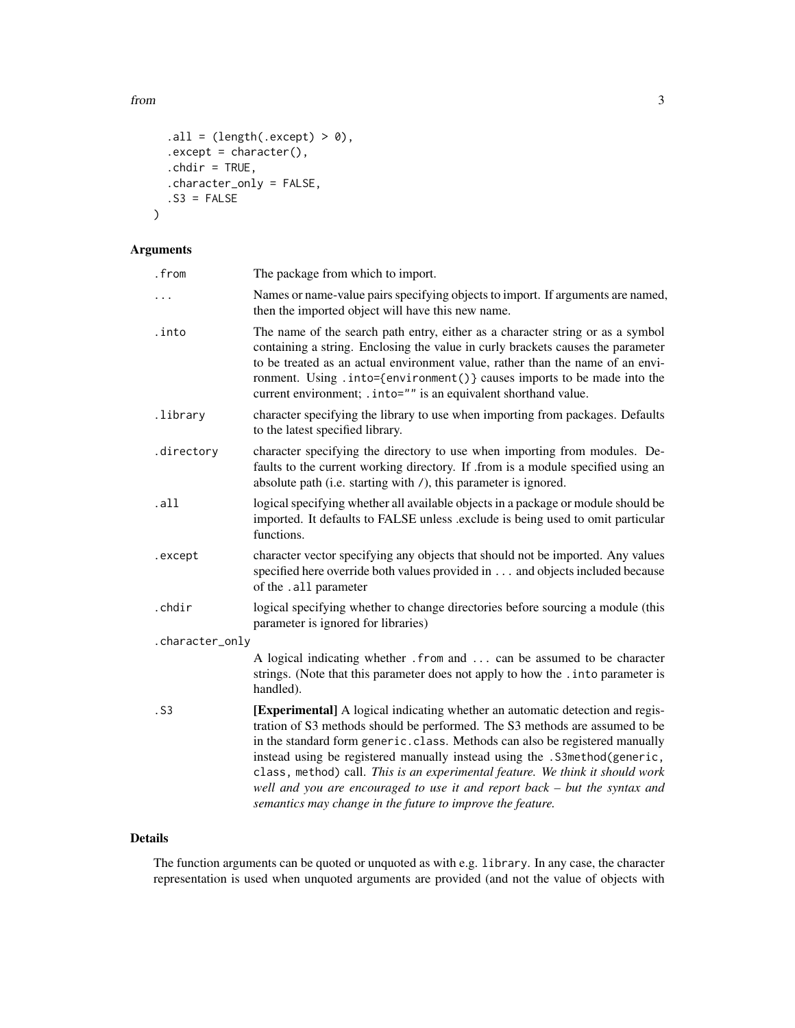```
  .all = (length(.except) > 0),
  .except = character(),
  .chdir = TRUE,
  .character_only = FALSE,
  .S3 = FALSE
)
```

## Arguments

| | |
|---|---|
| `.from` | The package from which to import. |
| `...` | Names or name-value pairs specifying objects to import. If arguments are named, then the imported object will have this new name. |
| `.into` | The name of the search path entry, either as a character string or as a symbol containing a string. Enclosing the value in curly brackets causes the parameter to be treated as an actual environment value, rather than the name of an environment. Using `.into={environment()}` causes imports to be made into the current environment; `.into=""` is an equivalent shorthand value. |
| `.library` | character specifying the library to use when importing from packages. Defaults to the latest specified library. |
| `.directory` | character specifying the directory to use when importing from modules. Defaults to the current working directory. If .from is a module specified using an absolute path (i.e. starting with `/`), this parameter is ignored. |
| `.all` | logical specifying whether all available objects in a package or module should be imported. It defaults to FALSE unless .exclude is being used to omit particular functions. |
| `.except` | character vector specifying any objects that should not be imported. Any values specified here override both values provided in `...` and objects included because of the `.all` parameter |
| `.chdir` | logical specifying whether to change directories before sourcing a module (this parameter is ignored for libraries) |
| `.character_only` | A logical indicating whether `.from` and `...` can be assumed to be character strings. (Note that this parameter does not apply to how the `.into` parameter is handled). |
| `.S3` | **[Experimental]** A logical indicating whether an automatic detection and registration of S3 methods should be performed. The S3 methods are assumed to be in the standard form `generic.class`. Methods can also be registered manually instead using be registered manually instead using the `.S3method(generic, class, method)` call. *This is an experimental feature. We think it should work well and you are encouraged to use it and report back – but the syntax and semantics may change in the future to improve the feature.* |

## Details

The function arguments can be quoted or unquoted as with e.g. `library`. In any case, the character representation is used when unquoted arguments are provided (and not the value of objects with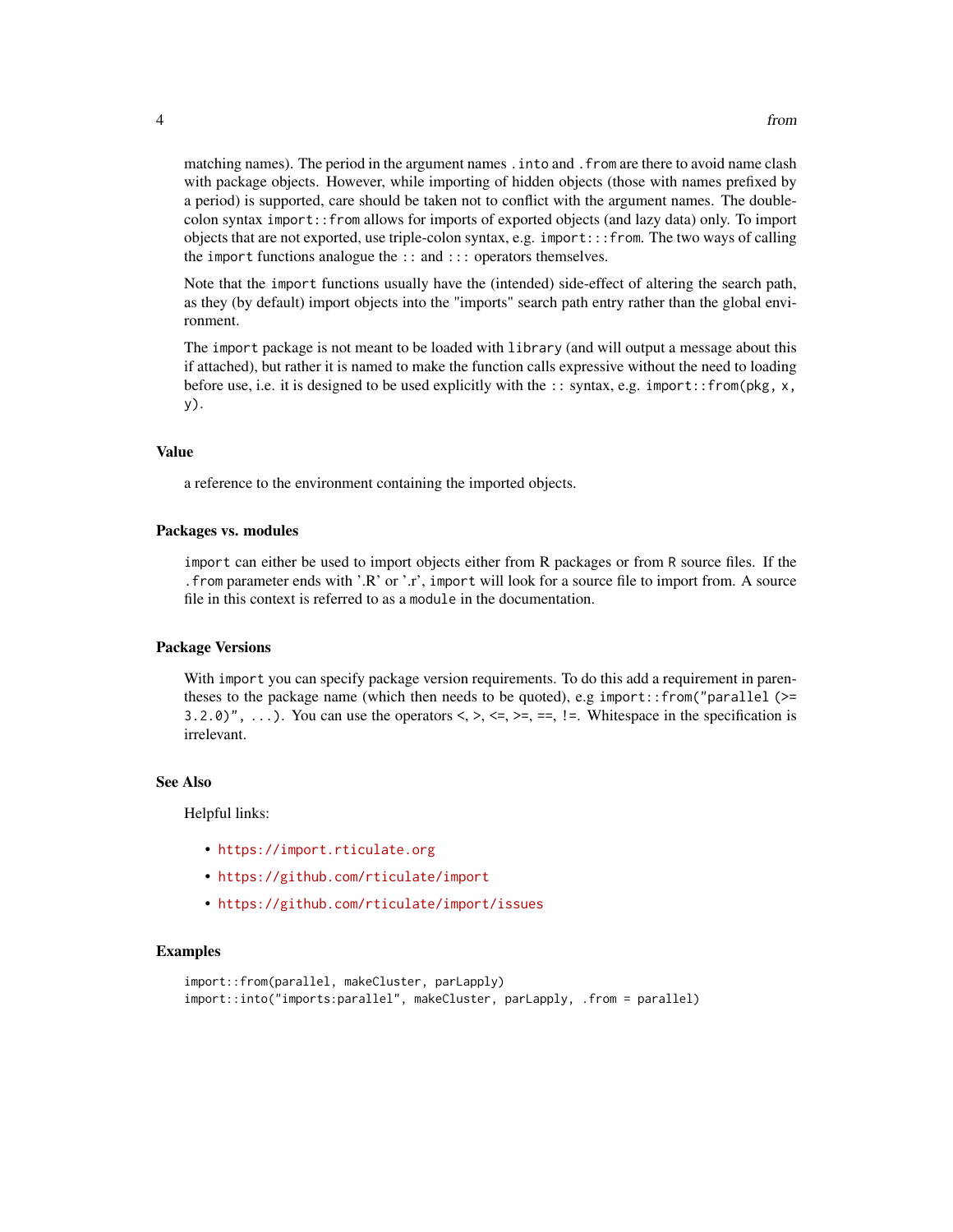matching names). The period in the argument names `.into` and `.from` are there to avoid name clash with package objects. However, while importing of hidden objects (those with names prefixed by a period) is supported, care should be taken not to conflict with the argument names. The double-colon syntax `import::from` allows for imports of exported objects (and lazy data) only. To import objects that are not exported, use triple-colon syntax, e.g. `import:::from`. The two ways of calling the `import` functions analogue the `::` and `:::` operators themselves.

Note that the `import` functions usually have the (intended) side-effect of altering the search path, as they (by default) import objects into the "imports" search path entry rather than the global environment.

The `import` package is not meant to be loaded with `library` (and will output a message about this if attached), but rather it is named to make the function calls expressive without the need to loading before use, i.e. it is designed to be used explicitly with the `::` syntax, e.g. `import::from(pkg, x, y)`.

### Value

a reference to the environment containing the imported objects.

### Packages vs. modules

`import` can either be used to import objects either from R packages or from R source files. If the `.from` parameter ends with '.R' or '.r', `import` will look for a source file to import from. A source file in this context is referred to as a `module` in the documentation.

### Package Versions

With `import` you can specify package version requirements. To do this add a requirement in parentheses to the package name (which then needs to be quoted), e.g `import::from("parallel (>= 3.2.0)", ...)`. You can use the operators <, >, <=, >=, ==, !=. Whitespace in the specification is irrelevant.

### See Also

Helpful links:

- https://import.rticulate.org
- https://github.com/rticulate/import
- https://github.com/rticulate/import/issues

### Examples

```
import::from(parallel, makeCluster, parLapply)
import::into("imports:parallel", makeCluster, parLapply, .from = parallel)
```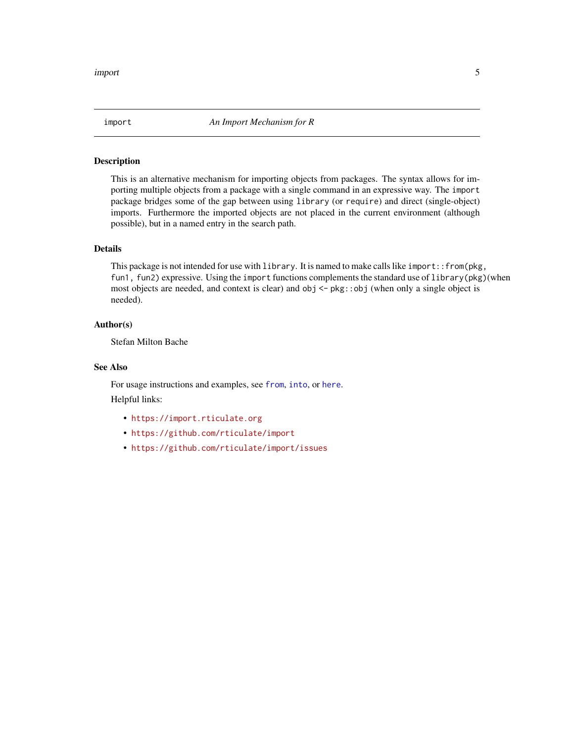## import — An Import Mechanism for R

### Description

This is an alternative mechanism for importing objects from packages. The syntax allows for importing multiple objects from a package with a single command in an expressive way. The `import` package bridges some of the gap between using `library` (or `require`) and direct (single-object) imports. Furthermore the imported objects are not placed in the current environment (although possible), but in a named entry in the search path.

### Details

This package is not intended for use with `library`. It is named to make calls like `import::from(pkg, fun1, fun2)` expressive. Using the `import` functions complements the standard use of `library(pkg)`(when most objects are needed, and context is clear) and `obj <- pkg::obj` (when only a single object is needed).

### Author(s)

Stefan Milton Bache

### See Also

For usage instructions and examples, see `from`, `into`, or `here`.

Helpful links:

- `https://import.rticulate.org`
- `https://github.com/rticulate/import`
- `https://github.com/rticulate/import/issues`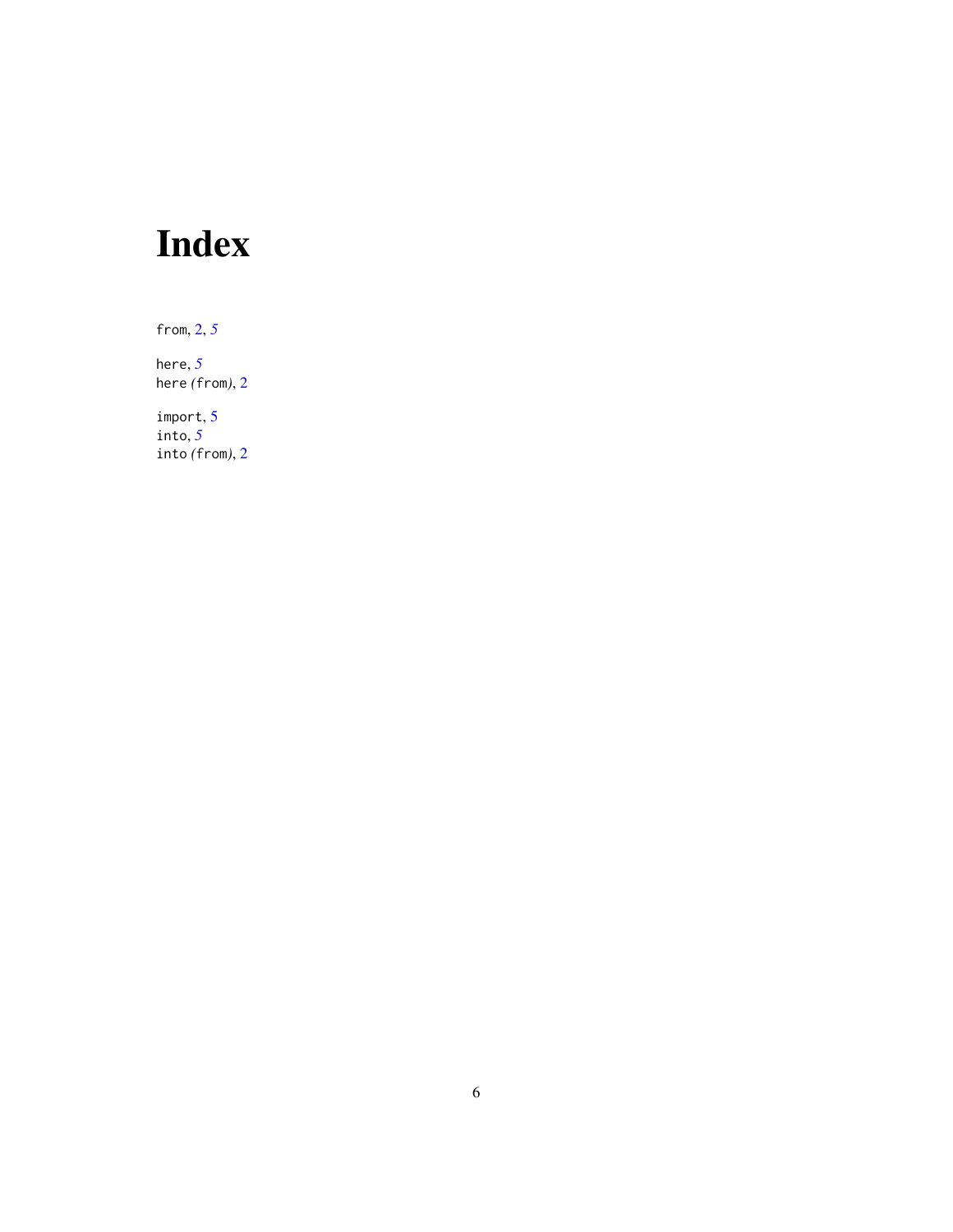# Index

`from`, 2, *5*

`here`, *5*
`here` *(*`from`*)*, 2

`import`, 5
`into`, *5*
`into` *(*`from`*)*, 2